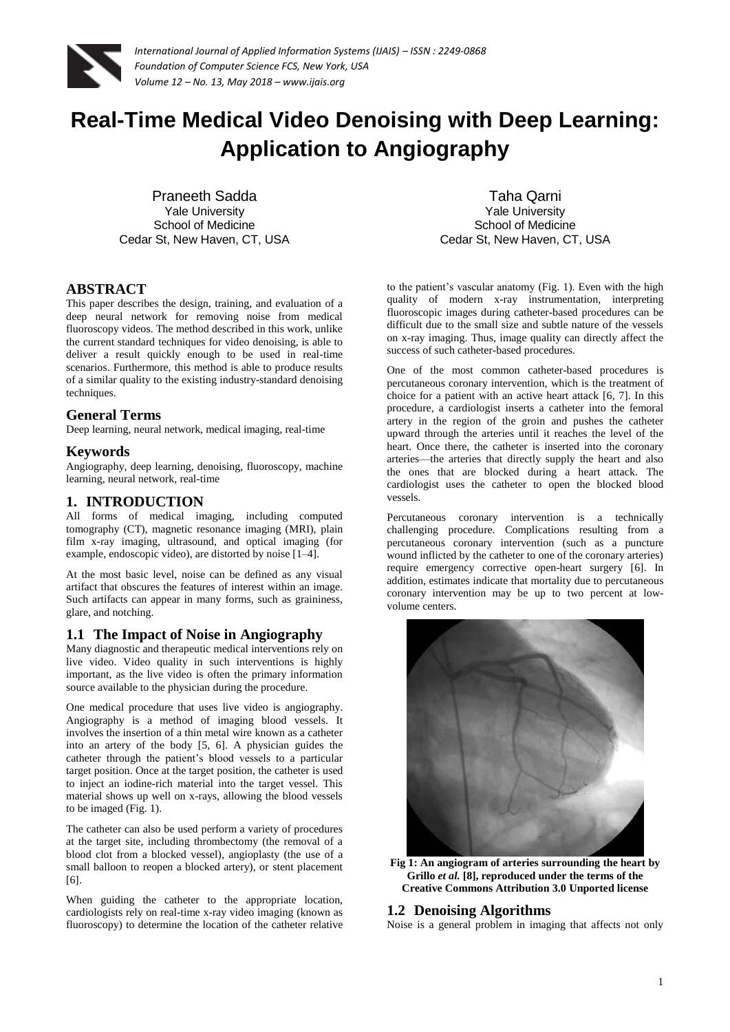# Real-Time Medical Video Denoising with Deep Learning: Application to Angiography

Praneeth Sadda
Yale University
School of Medicine
Cedar St, New Haven, CT, USA

Taha Qarni
Yale University
School of Medicine
Cedar St, New Haven, CT, USA

## ABSTRACT

This paper describes the design, training, and evaluation of a deep neural network for removing noise from medical fluoroscopy videos. The method described in this work, unlike the current standard techniques for video denoising, is able to deliver a result quickly enough to be used in real-time scenarios. Furthermore, this method is able to produce results of a similar quality to the existing industry-standard denoising techniques.

## General Terms

Deep learning, neural network, medical imaging, real-time

## Keywords

Angiography, deep learning, denoising, fluoroscopy, machine learning, neural network, real-time

## 1. INTRODUCTION

All forms of medical imaging, including computed tomography (CT), magnetic resonance imaging (MRI), plain film x-ray imaging, ultrasound, and optical imaging (for example, endoscopic video), are distorted by noise [1–4].

At the most basic level, noise can be defined as any visual artifact that obscures the features of interest within an image. Such artifacts can appear in many forms, such as graininess, glare, and notching.

### 1.1 The Impact of Noise in Angiography

Many diagnostic and therapeutic medical interventions rely on live video. Video quality in such interventions is highly important, as the live video is often the primary information source available to the physician during the procedure.

One medical procedure that uses live video is angiography. Angiography is a method of imaging blood vessels. It involves the insertion of a thin metal wire known as a catheter into an artery of the body [5, 6]. A physician guides the catheter through the patient's blood vessels to a particular target position. Once at the target position, the catheter is used to inject an iodine-rich material into the target vessel. This material shows up well on x-rays, allowing the blood vessels to be imaged (Fig. 1).

The catheter can also be used perform a variety of procedures at the target site, including thrombectomy (the removal of a blood clot from a blocked vessel), angioplasty (the use of a small balloon to reopen a blocked artery), or stent placement [6].

When guiding the catheter to the appropriate location, cardiologists rely on real-time x-ray video imaging (known as fluoroscopy) to determine the location of the catheter relative to the patient's vascular anatomy (Fig. 1). Even with the high quality of modern x-ray instrumentation, interpreting fluoroscopic images during catheter-based procedures can be difficult due to the small size and subtle nature of the vessels on x-ray imaging. Thus, image quality can directly affect the success of such catheter-based procedures.

One of the most common catheter-based procedures is percutaneous coronary intervention, which is the treatment of choice for a patient with an active heart attack [6, 7]. In this procedure, a cardiologist inserts a catheter into the femoral artery in the region of the groin and pushes the catheter upward through the arteries until it reaches the level of the heart. Once there, the catheter is inserted into the coronary arteries—the arteries that directly supply the heart and also the ones that are blocked during a heart attack. The cardiologist uses the catheter to open the blocked blood vessels.

Percutaneous coronary intervention is a technically challenging procedure. Complications resulting from a percutaneous coronary intervention (such as a puncture wound inflicted by the catheter to one of the coronary arteries) require emergency corrective open-heart surgery [6]. In addition, estimates indicate that mortality due to percutaneous coronary intervention may be up to two percent at low-volume centers.

**Fig 1: An angiogram of arteries surrounding the heart by Grillo *et al.* [8], reproduced under the terms of the Creative Commons Attribution 3.0 Unported license**

### 1.2 Denoising Algorithms

Noise is a general problem in imaging that affects not only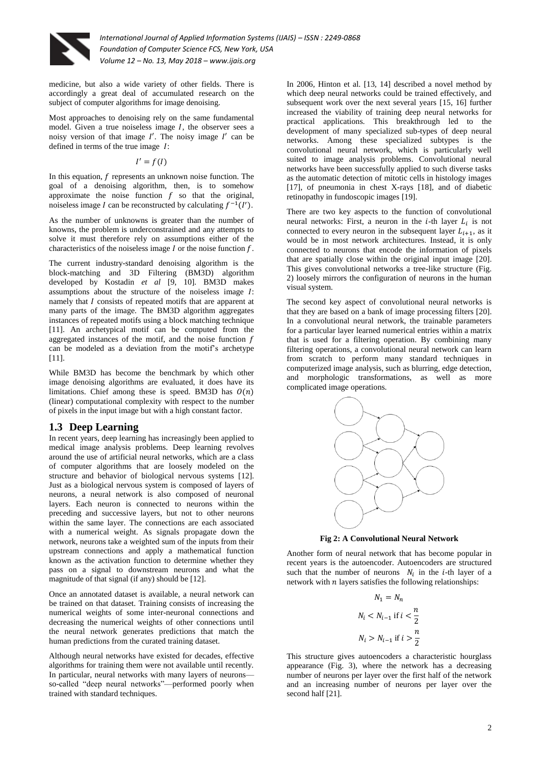medicine, but also a wide variety of other fields. There is accordingly a great deal of accumulated research on the subject of computer algorithms for image denoising.

Most approaches to denoising rely on the same fundamental model. Given a true noiseless image $I$, the observer sees a noisy version of that image $I'$. The noisy image $I'$ can be defined in terms of the true image $I$:

$$I' = f(I)$$

In this equation, $f$ represents an unknown noise function. The goal of a denoising algorithm, then, is to somehow approximate the noise function $f$ so that the original, noiseless image $I$ can be reconstructed by calculating $f^{-1}(I')$.

As the number of unknowns is greater than the number of knowns, the problem is underconstrained and any attempts to solve it must therefore rely on assumptions either of the characteristics of the noiseless image $I$ or the noise function $f$.

The current industry-standard denoising algorithm is the block-matching and 3D Filtering (BM3D) algorithm developed by Kostadin *et al* [9, 10]. BM3D makes assumptions about the structure of the noiseless image $I$: namely that $I$ consists of repeated motifs that are apparent at many parts of the image. The BM3D algorithm aggregates instances of repeated motifs using a block matching technique [11]. An archetypical motif can be computed from the aggregated instances of the motif, and the noise function $f$ can be modeled as a deviation from the motif's archetype [11].

While BM3D has become the benchmark by which other image denoising algorithms are evaluated, it does have its limitations. Chief among these is speed. BM3D has $O(n)$ (linear) computational complexity with respect to the number of pixels in the input image but with a high constant factor.

## 1.3 Deep Learning

In recent years, deep learning has increasingly been applied to medical image analysis problems. Deep learning revolves around the use of artificial neural networks, which are a class of computer algorithms that are loosely modeled on the structure and behavior of biological nervous systems [12]. Just as a biological nervous system is composed of layers of neurons, a neural network is also composed of neuronal layers. Each neuron is connected to neurons within the preceding and successive layers, but not to other neurons within the same layer. The connections are each associated with a numerical weight. As signals propagate down the network, neurons take a weighted sum of the inputs from their upstream connections and apply a mathematical function known as the activation function to determine whether they pass on a signal to downstream neurons and what the magnitude of that signal (if any) should be [12].

Once an annotated dataset is available, a neural network can be trained on that dataset. Training consists of increasing the numerical weights of some inter-neuronal connections and decreasing the numerical weights of other connections until the neural network generates predictions that match the human predictions from the curated training dataset.

Although neural networks have existed for decades, effective algorithms for training them were not available until recently. In particular, neural networks with many layers of neurons—so-called "deep neural networks"—performed poorly when trained with standard techniques.

In 2006, Hinton et al. [13, 14] described a novel method by which deep neural networks could be trained effectively, and subsequent work over the next several years [15, 16] further increased the viability of training deep neural networks for practical applications. This breakthrough led to the development of many specialized sub-types of deep neural networks. Among these specialized subtypes is the convolutional neural network, which is particularly well suited to image analysis problems. Convolutional neural networks have been successfully applied to such diverse tasks as the automatic detection of mitotic cells in histology images [17], of pneumonia in chest X-rays [18], and of diabetic retinopathy in fundoscopic images [19].

There are two key aspects to the function of convolutional neural networks: First, a neuron in the $i$-th layer $L_i$ is not connected to every neuron in the subsequent layer $L_{i+1}$, as it would be in most network architectures. Instead, it is only connected to neurons that encode the information of pixels that are spatially close within the original input image [20]. This gives convolutional networks a tree-like structure (Fig. 2) loosely mirrors the configuration of neurons in the human visual system.

The second key aspect of convolutional neural networks is that they are based on a bank of image processing filters [20]. In a convolutional neural network, the trainable parameters for a particular layer learned numerical entries within a matrix that is used for a filtering operation. By combining many filtering operations, a convolutional neural network can learn from scratch to perform many standard techniques in computerized image analysis, such as blurring, edge detection, and morphologic transformations, as well as more complicated image operations.

**Fig 2: A Convolutional Neural Network**

Another form of neural network that has become popular in recent years is the autoencoder. Autoencoders are structured such that the number of neurons $N_i$ in the $i$-th layer of a network with $n$ layers satisfies the following relationships:

$$N_1 = N_n$$

$$N_i < N_{i-1} \text{ if } i < \frac{n}{2}$$

$$N_i > N_{i-1} \text{ if } i > \frac{n}{2}$$

This structure gives autoencoders a characteristic hourglass appearance (Fig. 3), where the network has a decreasing number of neurons per layer over the first half of the network and an increasing number of neurons per layer over the second half [21].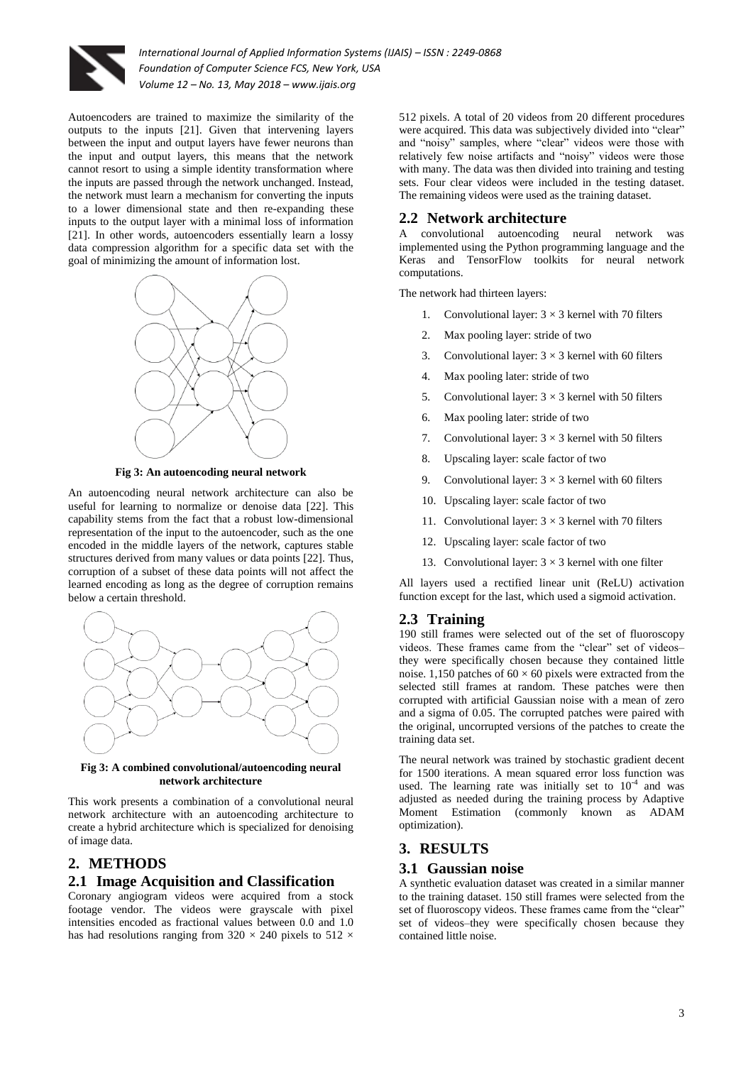Autoencoders are trained to maximize the similarity of the outputs to the inputs [21]. Given that intervening layers between the input and output layers have fewer neurons than the input and output layers, this means that the network cannot resort to using a simple identity transformation where the inputs are passed through the network unchanged. Instead, the network must learn a mechanism for converting the inputs to a lower dimensional state and then re-expanding these inputs to the output layer with a minimal loss of information [21]. In other words, autoencoders essentially learn a lossy data compression algorithm for a specific data set with the goal of minimizing the amount of information lost.

**Fig 3: An autoencoding neural network**

An autoencoding neural network architecture can also be useful for learning to normalize or denoise data [22]. This capability stems from the fact that a robust low-dimensional representation of the input to the autoencoder, such as the one encoded in the middle layers of the network, captures stable structures derived from many values or data points [22]. Thus, corruption of a subset of these data points will not affect the learned encoding as long as the degree of corruption remains below a certain threshold.

**Fig 3: A combined convolutional/autoencoding neural network architecture**

This work presents a combination of a convolutional neural network architecture with an autoencoding architecture to create a hybrid architecture which is specialized for denoising of image data.

# 2. METHODS

## 2.1 Image Acquisition and Classification

Coronary angiogram videos were acquired from a stock footage vendor. The videos were grayscale with pixel intensities encoded as fractional values between 0.0 and 1.0 has had resolutions ranging from $320 \times 240$ pixels to $512 \times 512$ pixels. A total of 20 videos from 20 different procedures were acquired. This data was subjectively divided into "clear" and "noisy" samples, where "clear" videos were those with relatively few noise artifacts and "noisy" videos were those with many. The data was then divided into training and testing sets. Four clear videos were included in the testing dataset. The remaining videos were used as the training dataset.

## 2.2 Network architecture

A convolutional autoencoding neural network was implemented using the Python programming language and the Keras and TensorFlow toolkits for neural network computations.

The network had thirteen layers:

1. Convolutional layer: $3 \times 3$ kernel with 70 filters
2. Max pooling layer: stride of two
3. Convolutional layer: $3 \times 3$ kernel with 60 filters
4. Max pooling later: stride of two
5. Convolutional layer: $3 \times 3$ kernel with 50 filters
6. Max pooling later: stride of two
7. Convolutional layer: $3 \times 3$ kernel with 50 filters
8. Upscaling layer: scale factor of two
9. Convolutional layer: $3 \times 3$ kernel with 60 filters
10. Upscaling layer: scale factor of two
11. Convolutional layer: $3 \times 3$ kernel with 70 filters
12. Upscaling layer: scale factor of two
13. Convolutional layer: $3 \times 3$ kernel with one filter

All layers used a rectified linear unit (ReLU) activation function except for the last, which used a sigmoid activation.

## 2.3 Training

190 still frames were selected out of the set of fluoroscopy videos. These frames came from the "clear" set of videos–they were specifically chosen because they contained little noise. 1,150 patches of $60 \times 60$ pixels were extracted from the selected still frames at random. These patches were then corrupted with artificial Gaussian noise with a mean of zero and a sigma of 0.05. The corrupted patches were paired with the original, uncorrupted versions of the patches to create the training data set.

The neural network was trained by stochastic gradient decent for 1500 iterations. A mean squared error loss function was used. The learning rate was initially set to $10^{-4}$ and was adjusted as needed during the training process by Adaptive Moment Estimation (commonly known as ADAM optimization).

# 3. RESULTS

## 3.1 Gaussian noise

A synthetic evaluation dataset was created in a similar manner to the training dataset. 150 still frames were selected from the set of fluoroscopy videos. These frames came from the "clear" set of videos–they were specifically chosen because they contained little noise.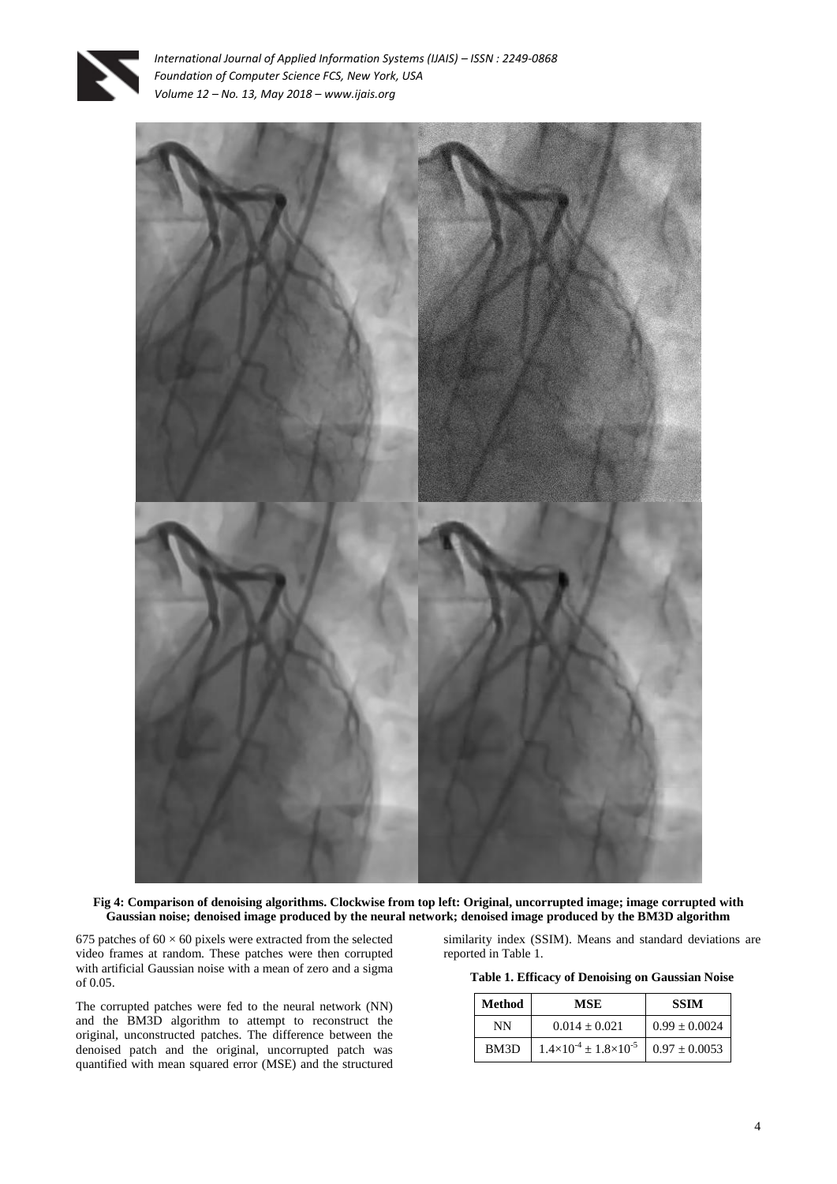**Fig 4: Comparison of denoising algorithms. Clockwise from top left: Original, uncorrupted image; image corrupted with Gaussian noise; denoised image produced by the neural network; denoised image produced by the BM3D algorithm**

675 patches of $60 \times 60$ pixels were extracted from the selected video frames at random. These patches were then corrupted with artificial Gaussian noise with a mean of zero and a sigma of 0.05.

The corrupted patches were fed to the neural network (NN) and the BM3D algorithm to attempt to reconstruct the original, unconstructed patches. The difference between the denoised patch and the original, uncorrupted patch was quantified with mean squared error (MSE) and the structured similarity index (SSIM). Means and standard deviations are reported in Table 1.

**Table 1. Efficacy of Denoising on Gaussian Noise**

| Method | MSE | SSIM |
|---|---|---|
| NN | $0.014 \pm 0.021$ | $0.99 \pm 0.0024$ |
| BM3D | $1.4\times10^{-4} \pm 1.8\times10^{-5}$ | $0.97 \pm 0.0053$ |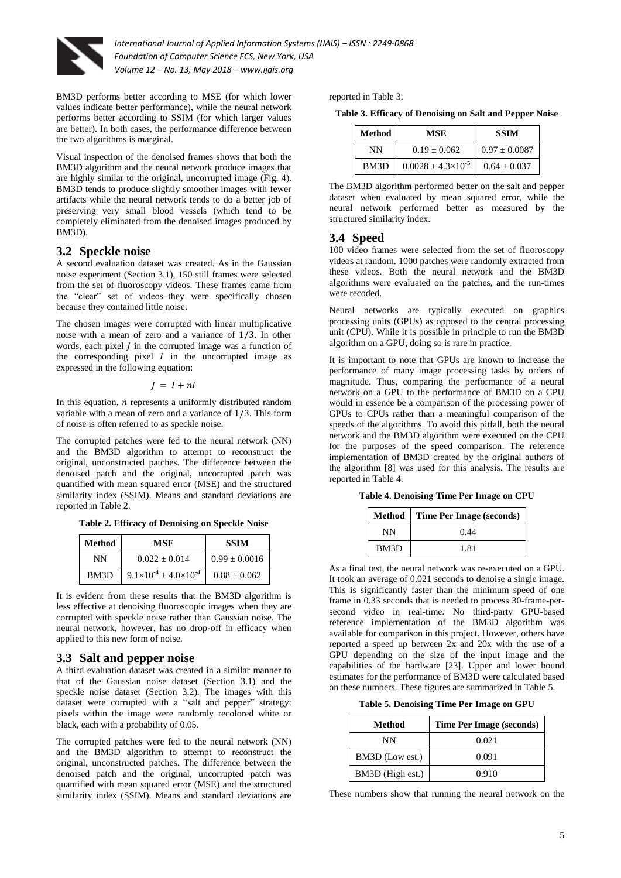BM3D performs better according to MSE (for which lower values indicate better performance), while the neural network performs better according to SSIM (for which larger values are better). In both cases, the performance difference between the two algorithms is marginal.

Visual inspection of the denoised frames shows that both the BM3D algorithm and the neural network produce images that are highly similar to the original, uncorrupted image (Fig. 4). BM3D tends to produce slightly smoother images with fewer artifacts while the neural network tends to do a better job of preserving very small blood vessels (which tend to be completely eliminated from the denoised images produced by BM3D).

## 3.2 Speckle noise

A second evaluation dataset was created. As in the Gaussian noise experiment (Section 3.1), 150 still frames were selected from the set of fluoroscopy videos. These frames came from the "clear" set of videos–they were specifically chosen because they contained little noise.

The chosen images were corrupted with linear multiplicative noise with a mean of zero and a variance of $1/3$. In other words, each pixel $J$ in the corrupted image was a function of the corresponding pixel $I$ in the uncorrupted image as expressed in the following equation:

$$J = I + nI$$

In this equation, $n$ represents a uniformly distributed random variable with a mean of zero and a variance of $1/3$. This form of noise is often referred to as speckle noise.

The corrupted patches were fed to the neural network (NN) and the BM3D algorithm to attempt to reconstruct the original, unconstructed patches. The difference between the denoised patch and the original, uncorrupted patch was quantified with mean squared error (MSE) and the structured similarity index (SSIM). Means and standard deviations are reported in Table 2.

**Table 2. Efficacy of Denoising on Speckle Noise**

| Method | MSE | SSIM |
|---|---|---|
| NN | $0.022 \pm 0.014$ | $0.99 \pm 0.0016$ |
| BM3D | $9.1{\times}10^{-4} \pm 4.0{\times}10^{-4}$ | $0.88 \pm 0.062$ |

It is evident from these results that the BM3D algorithm is less effective at denoising fluoroscopic images when they are corrupted with speckle noise rather than Gaussian noise. The neural network, however, has no drop-off in efficacy when applied to this new form of noise.

## 3.3 Salt and pepper noise

A third evaluation dataset was created in a similar manner to that of the Gaussian noise dataset (Section 3.1) and the speckle noise dataset (Section 3.2). The images with this dataset were corrupted with a "salt and pepper" strategy: pixels within the image were randomly recolored white or black, each with a probability of 0.05.

The corrupted patches were fed to the neural network (NN) and the BM3D algorithm to attempt to reconstruct the original, unconstructed patches. The difference between the denoised patch and the original, uncorrupted patch was quantified with mean squared error (MSE) and the structured similarity index (SSIM). Means and standard deviations are reported in Table 3.

**Table 3. Efficacy of Denoising on Salt and Pepper Noise**

| Method | MSE | SSIM |
|---|---|---|
| NN | $0.19 \pm 0.062$ | $0.97 \pm 0.0087$ |
| BM3D | $0.0028 \pm 4.3{\times}10^{-5}$ | $0.64 \pm 0.037$ |

The BM3D algorithm performed better on the salt and pepper dataset when evaluated by mean squared error, while the neural network performed better as measured by the structured similarity index.

## 3.4 Speed

100 video frames were selected from the set of fluoroscopy videos at random. 1000 patches were randomly extracted from these videos. Both the neural network and the BM3D algorithms were evaluated on the patches, and the run-times were recoded.

Neural networks are typically executed on graphics processing units (GPUs) as opposed to the central processing unit (CPU). While it is possible in principle to run the BM3D algorithm on a GPU, doing so is rare in practice.

It is important to note that GPUs are known to increase the performance of many image processing tasks by orders of magnitude. Thus, comparing the performance of a neural network on a GPU to the performance of BM3D on a CPU would in essence be a comparison of the processing power of GPUs to CPUs rather than a meaningful comparison of the speeds of the algorithms. To avoid this pitfall, both the neural network and the BM3D algorithm were executed on the CPU for the purposes of the speed comparison. The reference implementation of BM3D created by the original authors of the algorithm [8] was used for this analysis. The results are reported in Table 4.

**Table 4. Denoising Time Per Image on CPU**

| Method | Time Per Image (seconds) |
|---|---|
| NN | 0.44 |
| BM3D | 1.81 |

As a final test, the neural network was re-executed on a GPU. It took an average of 0.021 seconds to denoise a single image. This is significantly faster than the minimum speed of one frame in 0.33 seconds that is needed to process 30-frame-per-second video in real-time. No third-party GPU-based reference implementation of the BM3D algorithm was available for comparison in this project. However, others have reported a speed up between 2x and 20x with the use of a GPU depending on the size of the input image and the capabilities of the hardware [23]. Upper and lower bound estimates for the performance of BM3D were calculated based on these numbers. These figures are summarized in Table 5.

**Table 5. Denoising Time Per Image on GPU**

| Method | Time Per Image (seconds) |
|---|---|
| NN | 0.021 |
| BM3D (Low est.) | 0.091 |
| BM3D (High est.) | 0.910 |

These numbers show that running the neural network on the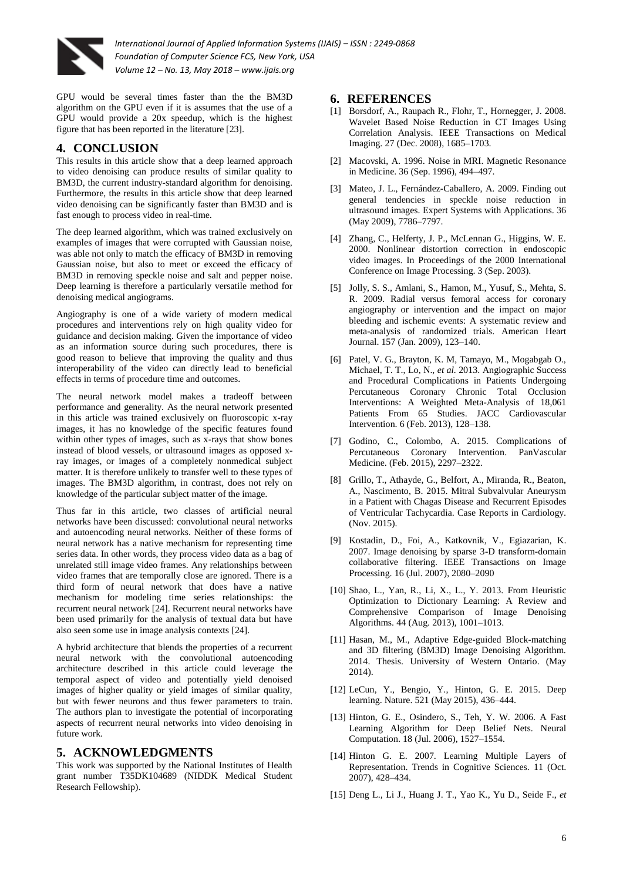GPU would be several times faster than the the BM3D algorithm on the GPU even if it is assumes that the use of a GPU would provide a 20x speedup, which is the highest figure that has been reported in the literature [23].

## 4. CONCLUSION

This results in this article show that a deep learned approach to video denoising can produce results of similar quality to BM3D, the current industry-standard algorithm for denoising. Furthermore, the results in this article show that deep learned video denoising can be significantly faster than BM3D and is fast enough to process video in real-time.

The deep learned algorithm, which was trained exclusively on examples of images that were corrupted with Gaussian noise, was able not only to match the efficacy of BM3D in removing Gaussian noise, but also to meet or exceed the efficacy of BM3D in removing speckle noise and salt and pepper noise. Deep learning is therefore a particularly versatile method for denoising medical angiograms.

Angiography is one of a wide variety of modern medical procedures and interventions rely on high quality video for guidance and decision making. Given the importance of video as an information source during such procedures, there is good reason to believe that improving the quality and thus interoperability of the video can directly lead to beneficial effects in terms of procedure time and outcomes.

The neural network model makes a tradeoff between performance and generality. As the neural network presented in this article was trained exclusively on fluoroscopic x-ray images, it has no knowledge of the specific features found within other types of images, such as x-rays that show bones instead of blood vessels, or ultrasound images as opposed x-ray images, or images of a completely nonmedical subject matter. It is therefore unlikely to transfer well to these types of images. The BM3D algorithm, in contrast, does not rely on knowledge of the particular subject matter of the image.

Thus far in this article, two classes of artificial neural networks have been discussed: convolutional neural networks and autoencoding neural networks. Neither of these forms of neural network has a native mechanism for representing time series data. In other words, they process video data as a bag of unrelated still image video frames. Any relationships between video frames that are temporally close are ignored. There is a third form of neural network that does have a native mechanism for modeling time series relationships: the recurrent neural network [24]. Recurrent neural networks have been used primarily for the analysis of textual data but have also seen some use in image analysis contexts [24].

A hybrid architecture that blends the properties of a recurrent neural network with the convolutional autoencoding architecture described in this article could leverage the temporal aspect of video and potentially yield denoised images of higher quality or yield images of similar quality, but with fewer neurons and thus fewer parameters to train. The authors plan to investigate the potential of incorporating aspects of recurrent neural networks into video denoising in future work.

## 5. ACKNOWLEDGMENTS

This work was supported by the National Institutes of Health grant number T35DK104689 (NIDDK Medical Student Research Fellowship).

## 6. REFERENCES

[1] Borsdorf, A., Raupach R., Flohr, T., Hornegger, J. 2008. Wavelet Based Noise Reduction in CT Images Using Correlation Analysis. IEEE Transactions on Medical Imaging. 27 (Dec. 2008), 1685–1703.

[2] Macovski, A. 1996. Noise in MRI. Magnetic Resonance in Medicine. 36 (Sep. 1996), 494–497.

[3] Mateo, J. L., Fernández-Caballero, A. 2009. Finding out general tendencies in speckle noise reduction in ultrasound images. Expert Systems with Applications. 36 (May 2009), 7786–7797.

[4] Zhang, C., Helferty, J. P., McLennan G., Higgins, W. E. 2000. Nonlinear distortion correction in endoscopic video images. In Proceedings of the 2000 International Conference on Image Processing. 3 (Sep. 2003).

[5] Jolly, S. S., Amlani, S., Hamon, M., Yusuf, S., Mehta, S. R. 2009. Radial versus femoral access for coronary angiography or intervention and the impact on major bleeding and ischemic events: A systematic review and meta-analysis of randomized trials. American Heart Journal. 157 (Jan. 2009), 123–140.

[6] Patel, V. G., Brayton, K. M, Tamayo, M., Mogabgab O., Michael, T. T., Lo, N., *et al.* 2013. Angiographic Success and Procedural Complications in Patients Undergoing Percutaneous Coronary Chronic Total Occlusion Interventions: A Weighted Meta-Analysis of 18,061 Patients From 65 Studies. JACC Cardiovascular Intervention. 6 (Feb. 2013), 128–138.

[7] Godino, C., Colombo, A. 2015. Complications of Percutaneous Coronary Intervention. PanVascular Medicine. (Feb. 2015), 2297–2322.

[8] Grillo, T., Athayde, G., Belfort, A., Miranda, R., Beaton, A., Nascimento, B. 2015. Mitral Subvalvular Aneurysm in a Patient with Chagas Disease and Recurrent Episodes of Ventricular Tachycardia. Case Reports in Cardiology. (Nov. 2015).

[9] Kostadin, D., Foi, A., Katkovnik, V., Egiazarian, K. 2007. Image denoising by sparse 3-D transform-domain collaborative filtering. IEEE Transactions on Image Processing. 16 (Jul. 2007), 2080–2090

[10] Shao, L., Yan, R., Li, X., L., Y. 2013. From Heuristic Optimization to Dictionary Learning: A Review and Comprehensive Comparison of Image Denoising Algorithms. 44 (Aug. 2013), 1001–1013.

[11] Hasan, M., M., Adaptive Edge-guided Block-matching and 3D filtering (BM3D) Image Denoising Algorithm. 2014. Thesis. University of Western Ontario. (May 2014).

[12] LeCun, Y., Bengio, Y., Hinton, G. E. 2015. Deep learning. Nature. 521 (May 2015), 436–444.

[13] Hinton, G. E., Osindero, S., Teh, Y. W. 2006. A Fast Learning Algorithm for Deep Belief Nets. Neural Computation. 18 (Jul. 2006), 1527–1554.

[14] Hinton G. E. 2007. Learning Multiple Layers of Representation. Trends in Cognitive Sciences. 11 (Oct. 2007), 428–434.

[15] Deng L., Li J., Huang J. T., Yao K., Yu D., Seide F., *et*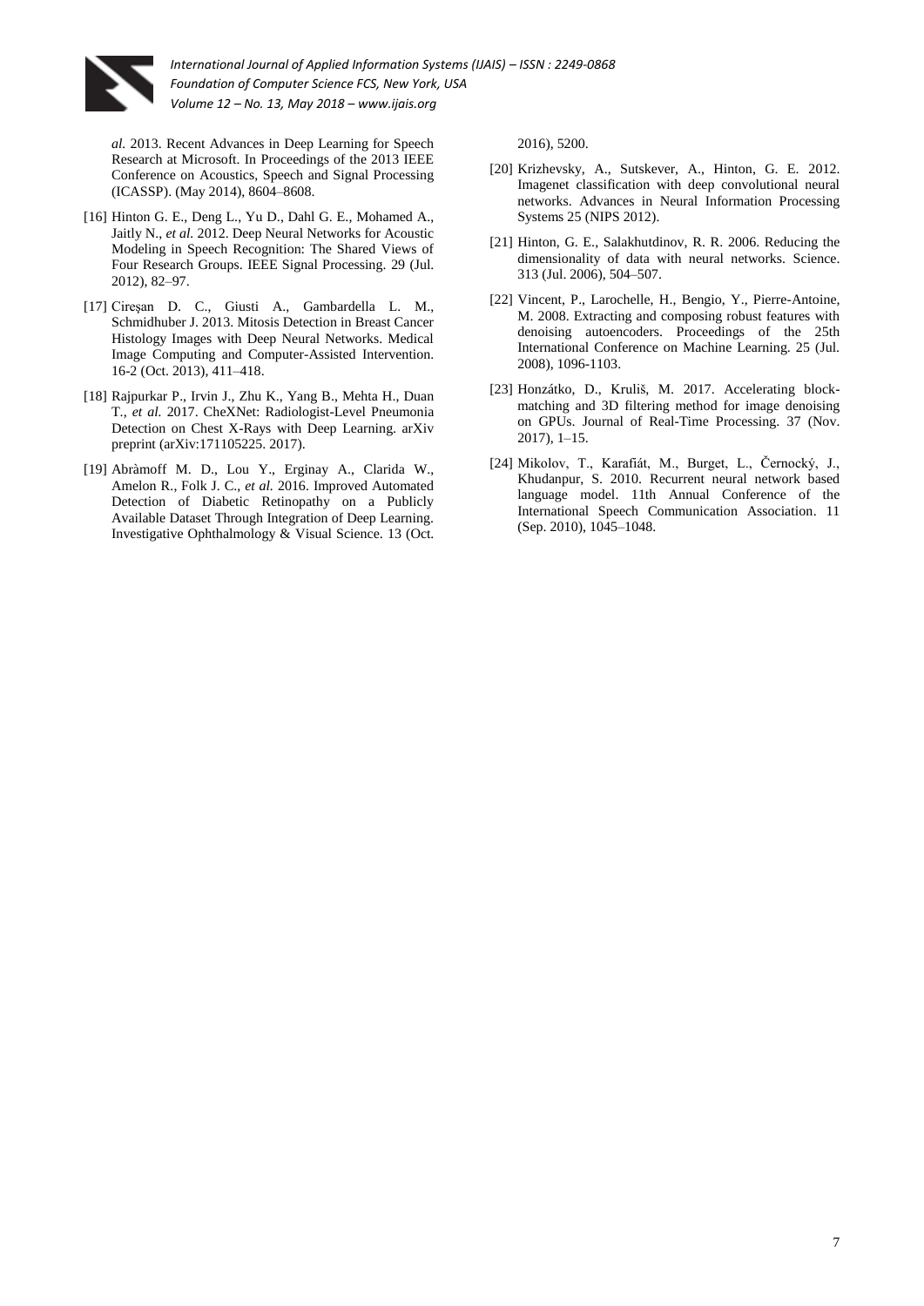*al.* 2013. Recent Advances in Deep Learning for Speech Research at Microsoft. In Proceedings of the 2013 IEEE Conference on Acoustics, Speech and Signal Processing (ICASSP). (May 2014), 8604–8608.

[16] Hinton G. E., Deng L., Yu D., Dahl G. E., Mohamed A., Jaitly N., *et al.* 2012. Deep Neural Networks for Acoustic Modeling in Speech Recognition: The Shared Views of Four Research Groups. IEEE Signal Processing. 29 (Jul. 2012), 82–97.

[17] Cireşan D. C., Giusti A., Gambardella L. M., Schmidhuber J. 2013. Mitosis Detection in Breast Cancer Histology Images with Deep Neural Networks. Medical Image Computing and Computer-Assisted Intervention. 16-2 (Oct. 2013), 411–418.

[18] Rajpurkar P., Irvin J., Zhu K., Yang B., Mehta H., Duan T., *et al.* 2017. CheXNet: Radiologist-Level Pneumonia Detection on Chest X-Rays with Deep Learning. arXiv preprint (arXiv:171105225. 2017).

[19] Abràmoff M. D., Lou Y., Erginay A., Clarida W., Amelon R., Folk J. C., *et al.* 2016. Improved Automated Detection of Diabetic Retinopathy on a Publicly Available Dataset Through Integration of Deep Learning. Investigative Ophthalmology & Visual Science. 13 (Oct. 2016), 5200.

[20] Krizhevsky, A., Sutskever, A., Hinton, G. E. 2012. Imagenet classification with deep convolutional neural networks. Advances in Neural Information Processing Systems 25 (NIPS 2012).

[21] Hinton, G. E., Salakhutdinov, R. R. 2006. Reducing the dimensionality of data with neural networks. Science. 313 (Jul. 2006), 504–507.

[22] Vincent, P., Larochelle, H., Bengio, Y., Pierre-Antoine, M. 2008. Extracting and composing robust features with denoising autoencoders. Proceedings of the 25th International Conference on Machine Learning. 25 (Jul. 2008), 1096-1103.

[23] Honzátko, D., Kruliš, M. 2017. Accelerating block-matching and 3D filtering method for image denoising on GPUs. Journal of Real-Time Processing. 37 (Nov. 2017), 1–15.

[24] Mikolov, T., Karafiát, M., Burget, L., Černocký, J., Khudanpur, S. 2010. Recurrent neural network based language model. 11th Annual Conference of the International Speech Communication Association. 11 (Sep. 2010), 1045–1048.